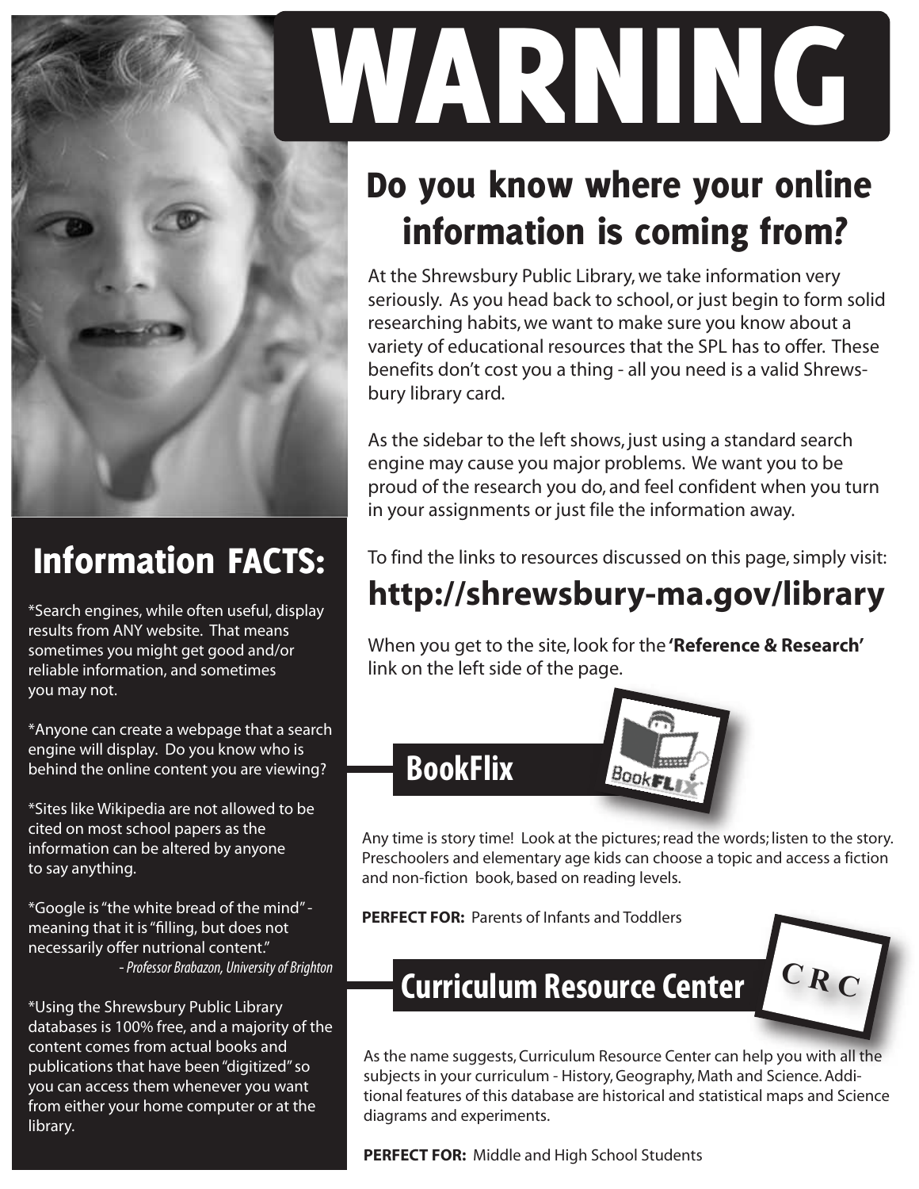# WARNING

## Do you know where your online information is coming from?

At the Shrewsbury Public Library, we take information very seriously. As you head back to school, or just begin to form solid researching habits, we want to make sure you know about a variety of educational resources that the SPL has to offer. These benefits don't cost you a thing - all you need is a valid Shrewsbury library card.

As the sidebar to the left shows, just using a standard search engine may cause you major problems. We want you to be proud of the research you do, and feel confident when you turn in your assignments or just file the information away.

To find the links to resources discussed on this page, simply visit:

**http://shrewsbury-ma.gov/library**

When you get to the site, look for the **'Reference & Research'** link on the left side of the page.

## Information FACTS:

*Search engines, while often useful, display results from ANY website. That means sometimes you might get good and/or reliable information, and sometimes you may not.

*Anyone can create a webpage that a search engine will display. Do you know who is behind the online content you are viewing?

*Sites like Wikipedia are not allowed to be cited on most school papers as the information can be altered by anyone to say anything.

*Google is "the white bread of the mind" - meaning that it is "filling, but does not necessarily offer nutrional content."
*- Professor Brabazon, University of Brighton*

*Using the Shrewsbury Public Library databases is 100% free, and a majority of the content comes from actual books and publications that have been "digitized" so you can access them whenever you want from either your home computer or at the library.

## BookFlix

Any time is story time! Look at the pictures; read the words; listen to the story. Preschoolers and elementary age kids can choose a topic and access a fiction and non-fiction book, based on reading levels.

**PERFECT FOR:** Parents of Infants and Toddlers

## Curriculum Resource Center

As the name suggests, Curriculum Resource Center can help you with all the subjects in your curriculum - History, Geography, Math and Science. Additional features of this database are historical and statistical maps and Science diagrams and experiments.

**PERFECT FOR:** Middle and High School Students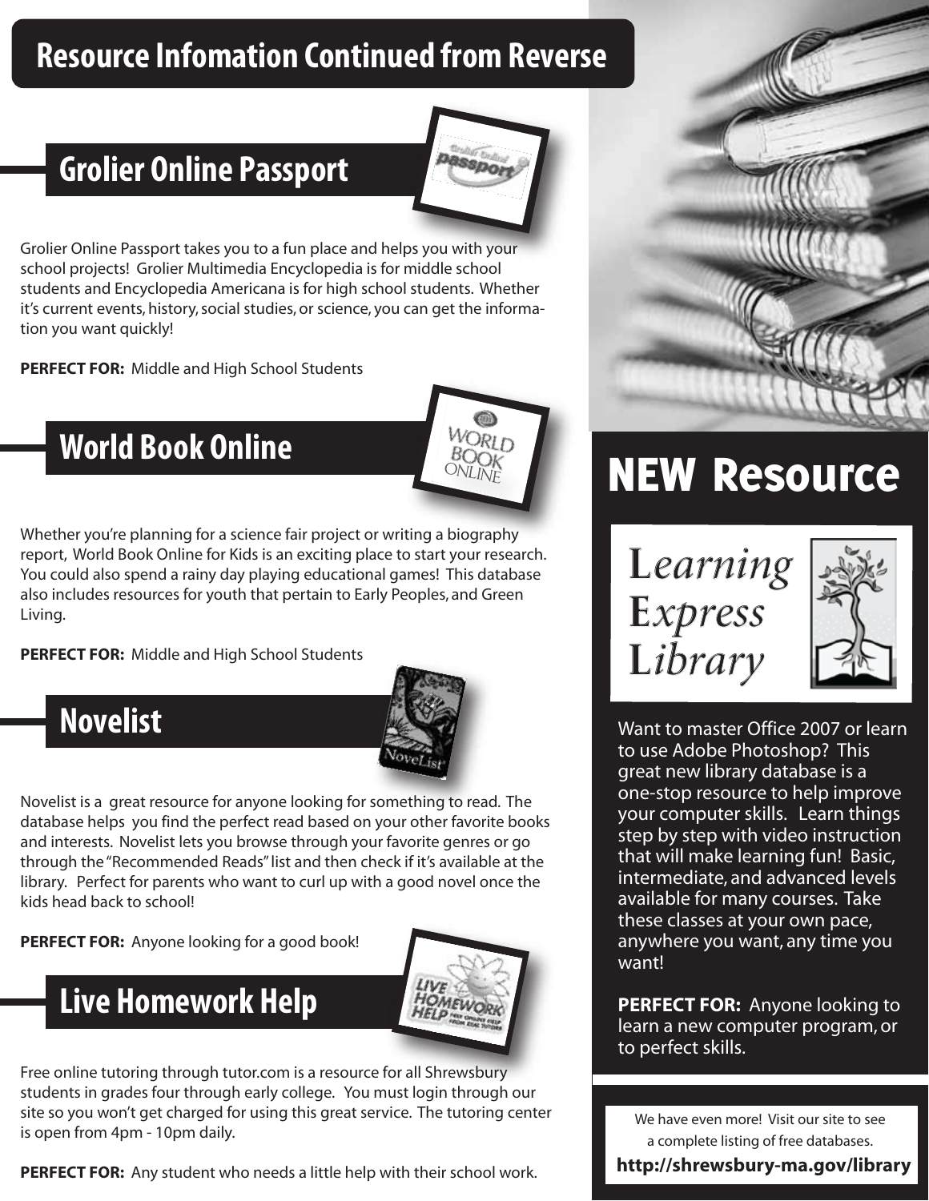# Resource Infomation Continued from Reverse

## Grolier Online Passport

Grolier Online Passport takes you to a fun place and helps you with your school projects! Grolier Multimedia Encyclopedia is for middle school students and Encyclopedia Americana is for high school students. Whether it's current events, history, social studies, or science, you can get the information you want quickly!

**PERFECT FOR:** Middle and High School Students

## World Book Online

Whether you're planning for a science fair project or writing a biography report, World Book Online for Kids is an exciting place to start your research. You could also spend a rainy day playing educational games! This database also includes resources for youth that pertain to Early Peoples, and Green Living.

**PERFECT FOR:** Middle and High School Students

## Novelist

Novelist is a great resource for anyone looking for something to read. The database helps you find the perfect read based on your other favorite books and interests. Novelist lets you browse through your favorite genres or go through the "Recommended Reads" list and then check if it's available at the library. Perfect for parents who want to curl up with a good novel once the kids head back to school!

**PERFECT FOR:** Anyone looking for a good book!

## Live Homework Help

Free online tutoring through tutor.com is a resource for all Shrewsbury students in grades four through early college. You must login through our site so you won't get charged for using this great service. The tutoring center is open from 4pm - 10pm daily.

**PERFECT FOR:** Any student who needs a little help with their school work.

# NEW Resource

## Learning Express Library

Want to master Office 2007 or learn to use Adobe Photoshop? This great new library database is a one-stop resource to help improve your computer skills. Learn things step by step with video instruction that will make learning fun! Basic, intermediate, and advanced levels available for many courses. Take these classes at your own pace, anywhere you want, any time you want!

**PERFECT FOR:** Anyone looking to learn a new computer program, or to perfect skills.

We have even more! Visit our site to see a complete listing of free databases.

**http://shrewsbury-ma.gov/library**